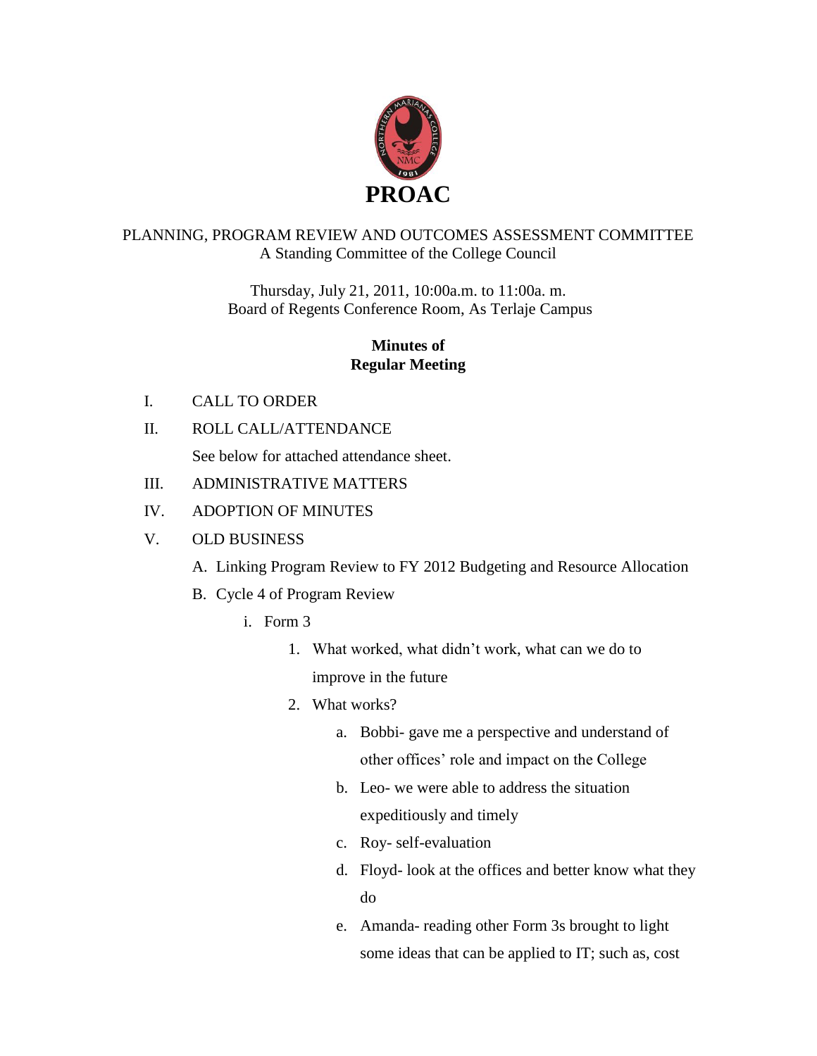# PROAC

PLANNING, PROGRAM REVIEW AND OUTCOMES ASSESSMENT COMMITTEE
A Standing Committee of the College Council

Thursday, July 21, 2011, 10:00a.m. to 11:00a. m.
Board of Regents Conference Room, As Terlaje Campus

**Minutes of**
**Regular Meeting**

I. CALL TO ORDER

II. ROLL CALL/ATTENDANCE

See below for attached attendance sheet.

III. ADMINISTRATIVE MATTERS

IV. ADOPTION OF MINUTES

V. OLD BUSINESS

A. Linking Program Review to FY 2012 Budgeting and Resource Allocation

B. Cycle 4 of Program Review

i. Form 3

1. What worked, what didn't work, what can we do to improve in the future
2. What works?
    a. Bobbi- gave me a perspective and understand of other offices' role and impact on the College
    b. Leo- we were able to address the situation expeditiously and timely
    c. Roy- self-evaluation
    d. Floyd- look at the offices and better know what they do
    e. Amanda- reading other Form 3s brought to light some ideas that can be applied to IT; such as, cost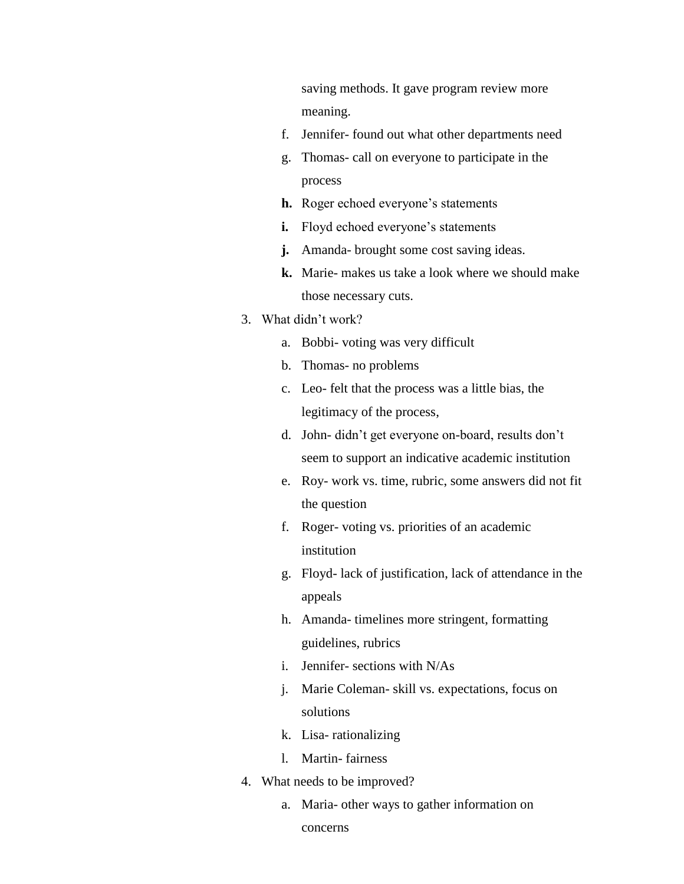saving methods. It gave program review more meaning.

   f. Jennifer- found out what other departments need
   g. Thomas- call on everyone to participate in the process
   **h.** Roger echoed everyone's statements
   **i.** Floyd echoed everyone's statements
   **j.** Amanda- brought some cost saving ideas.
   **k.** Marie- makes us take a look where we should make those necessary cuts.

3. What didn't work?
   a. Bobbi- voting was very difficult
   b. Thomas- no problems
   c. Leo- felt that the process was a little bias, the legitimacy of the process,
   d. John- didn't get everyone on-board, results don't seem to support an indicative academic institution
   e. Roy- work vs. time, rubric, some answers did not fit the question
   f. Roger- voting vs. priorities of an academic institution
   g. Floyd- lack of justification, lack of attendance in the appeals
   h. Amanda- timelines more stringent, formatting guidelines, rubrics
   i. Jennifer- sections with N/As
   j. Marie Coleman- skill vs. expectations, focus on solutions
   k. Lisa- rationalizing
   l. Martin- fairness

4. What needs to be improved?
   a. Maria- other ways to gather information on concerns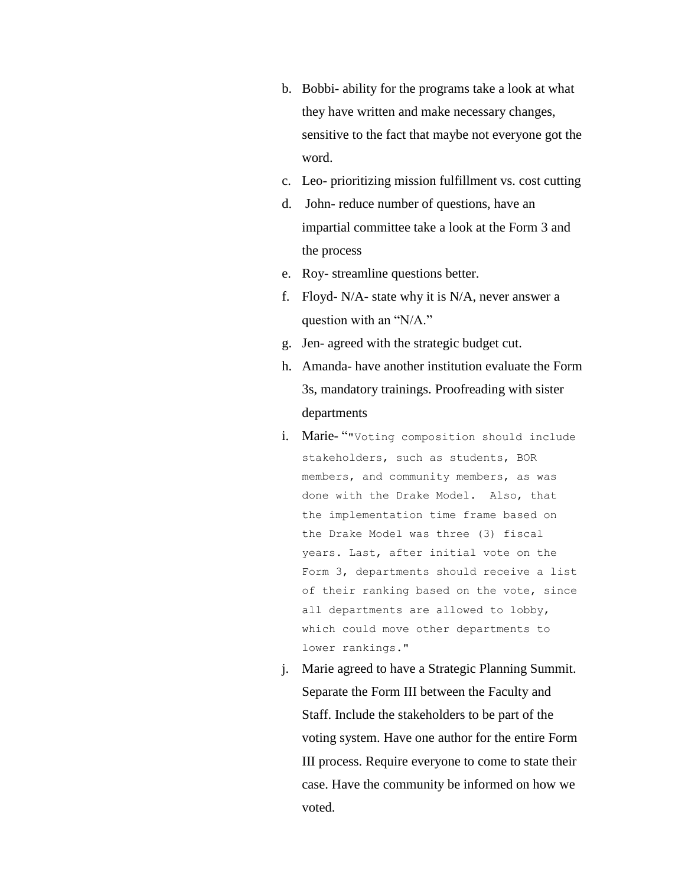b. Bobbi- ability for the programs take a look at what they have written and make necessary changes, sensitive to the fact that maybe not everyone got the word.
c. Leo- prioritizing mission fulfillment vs. cost cutting
d. John- reduce number of questions, have an impartial committee take a look at the Form 3 and the process
e. Roy- streamline questions better.
f. Floyd- N/A- state why it is N/A, never answer a question with an "N/A."
g. Jen- agreed with the strategic budget cut.
h. Amanda- have another institution evaluate the Form 3s, mandatory trainings. Proofreading with sister departments
i. Marie- ""Voting composition should include stakeholders, such as students, BOR members, and community members, as was done with the Drake Model. Also, that the implementation time frame based on the Drake Model was three (3) fiscal years. Last, after initial vote on the Form 3, departments should receive a list of their ranking based on the vote, since all departments are allowed to lobby, which could move other departments to lower rankings."
j. Marie agreed to have a Strategic Planning Summit. Separate the Form III between the Faculty and Staff. Include the stakeholders to be part of the voting system. Have one author for the entire Form III process. Require everyone to come to state their case. Have the community be informed on how we voted.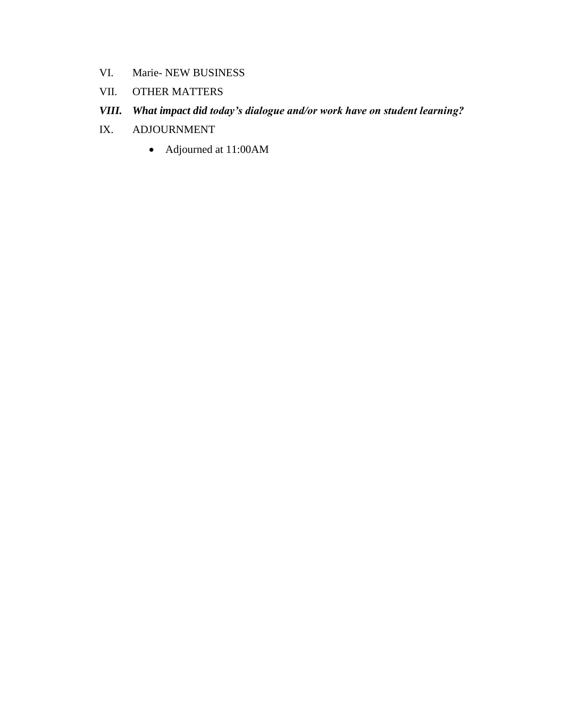VI. Marie- NEW BUSINESS

VII. OTHER MATTERS

***VIII. What impact did today's dialogue and/or work have on student learning?***

IX. ADJOURNMENT

- Adjourned at 11:00AM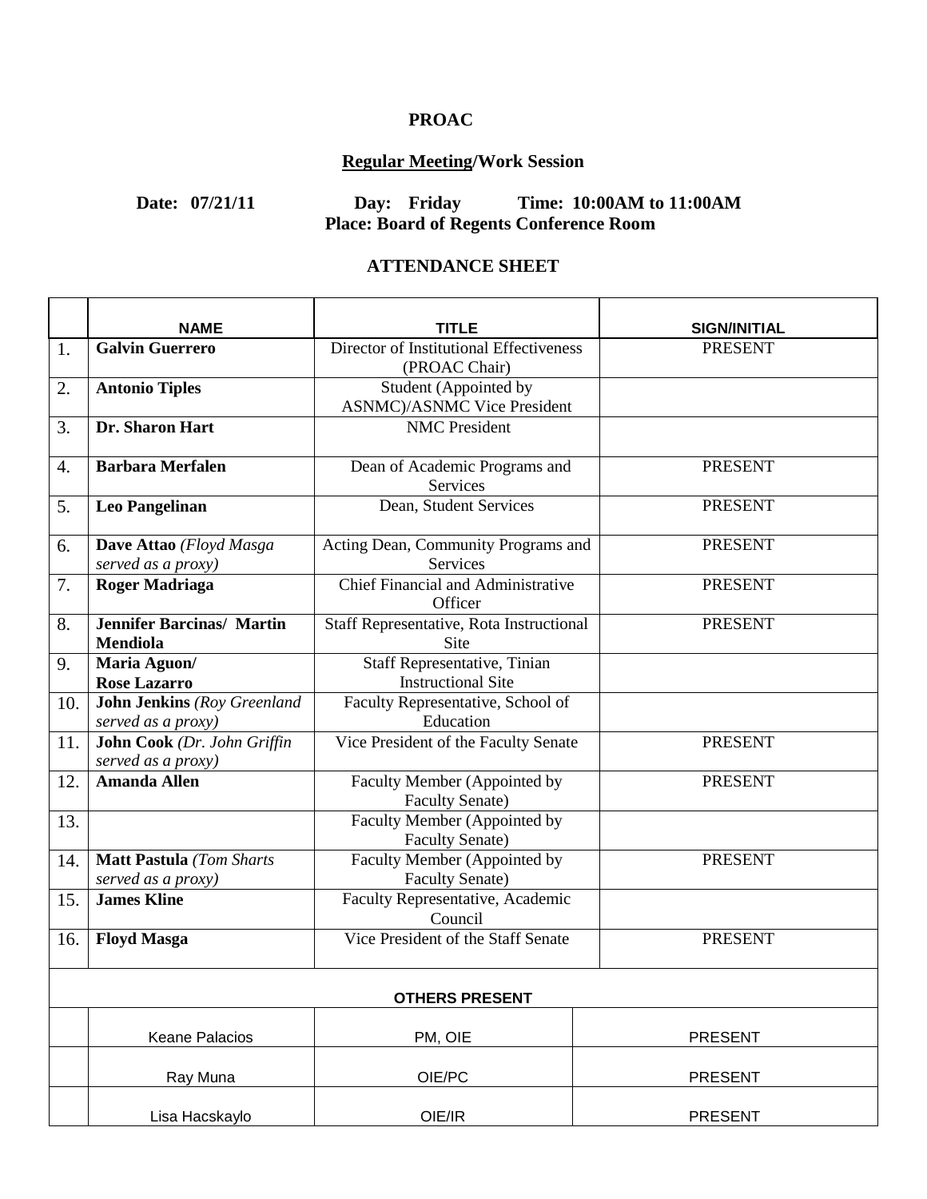**PROAC**

**Regular Meeting/Work Session**

**Date: 07/21/11 Day: Friday Time: 10:00AM to 11:00AM**
**Place: Board of Regents Conference Room**

**ATTENDANCE SHEET**

| | NAME | TITLE | SIGN/INITIAL |
|---|---|---|---|
| 1. | **Galvin Guerrero** | Director of Institutional Effectiveness (PROAC Chair) | PRESENT |
| 2. | **Antonio Tiples** | Student (Appointed by ASNMC)/ASNMC Vice President | |
| 3. | **Dr. Sharon Hart** | NMC President | |
| 4. | **Barbara Merfalen** | Dean of Academic Programs and Services | PRESENT |
| 5. | **Leo Pangelinan** | Dean, Student Services | PRESENT |
| 6. | **Dave Attao** *(Floyd Masga served as a proxy)* | Acting Dean, Community Programs and Services | PRESENT |
| 7. | **Roger Madriaga** | Chief Financial and Administrative Officer | PRESENT |
| 8. | **Jennifer Barcinas/ Martin Mendiola** | Staff Representative, Rota Instructional Site | PRESENT |
| 9. | **Maria Aguon/ Rose Lazarro** | Staff Representative, Tinian Instructional Site | |
| 10. | **John Jenkins** *(Roy Greenland served as a proxy)* | Faculty Representative, School of Education | |
| 11. | **John Cook** *(Dr. John Griffin served as a proxy)* | Vice President of the Faculty Senate | PRESENT |
| 12. | **Amanda Allen** | Faculty Member (Appointed by Faculty Senate) | PRESENT |
| 13. | | Faculty Member (Appointed by Faculty Senate) | |
| 14. | **Matt Pastula** *(Tom Sharts served as a proxy)* | Faculty Member (Appointed by Faculty Senate) | PRESENT |
| 15. | **James Kline** | Faculty Representative, Academic Council | |
| 16. | **Floyd Masga** | Vice President of the Staff Senate | PRESENT |
| | **OTHERS PRESENT** | | |
| | Keane Palacios | PM, OIE | PRESENT |
| | Ray Muna | OIE/PC | PRESENT |
| | Lisa Hacskaylo | OIE/IR | PRESENT |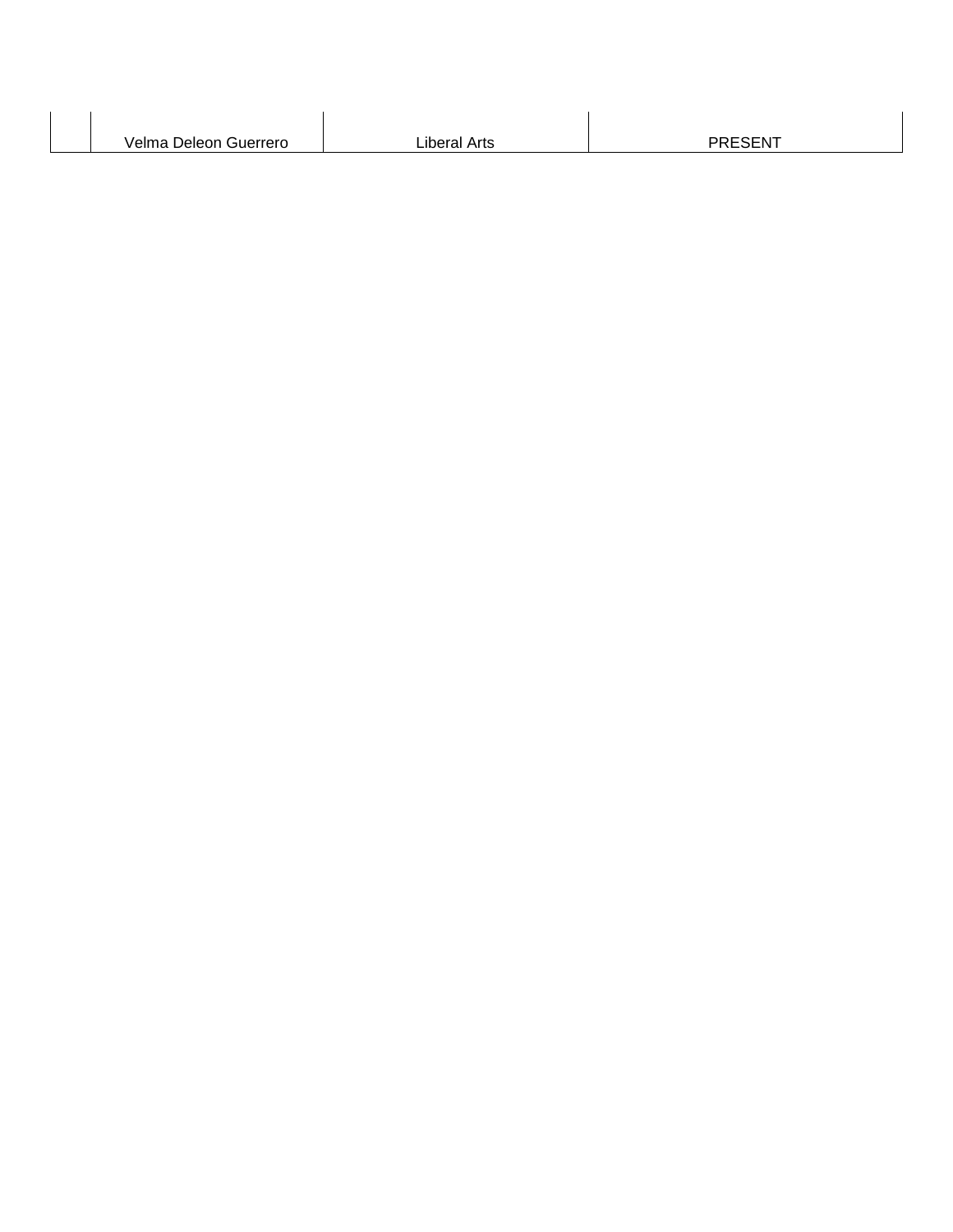| | | | |
|---|---|---|---|
| | Velma Deleon Guerrero | Liberal Arts | PRESENT |